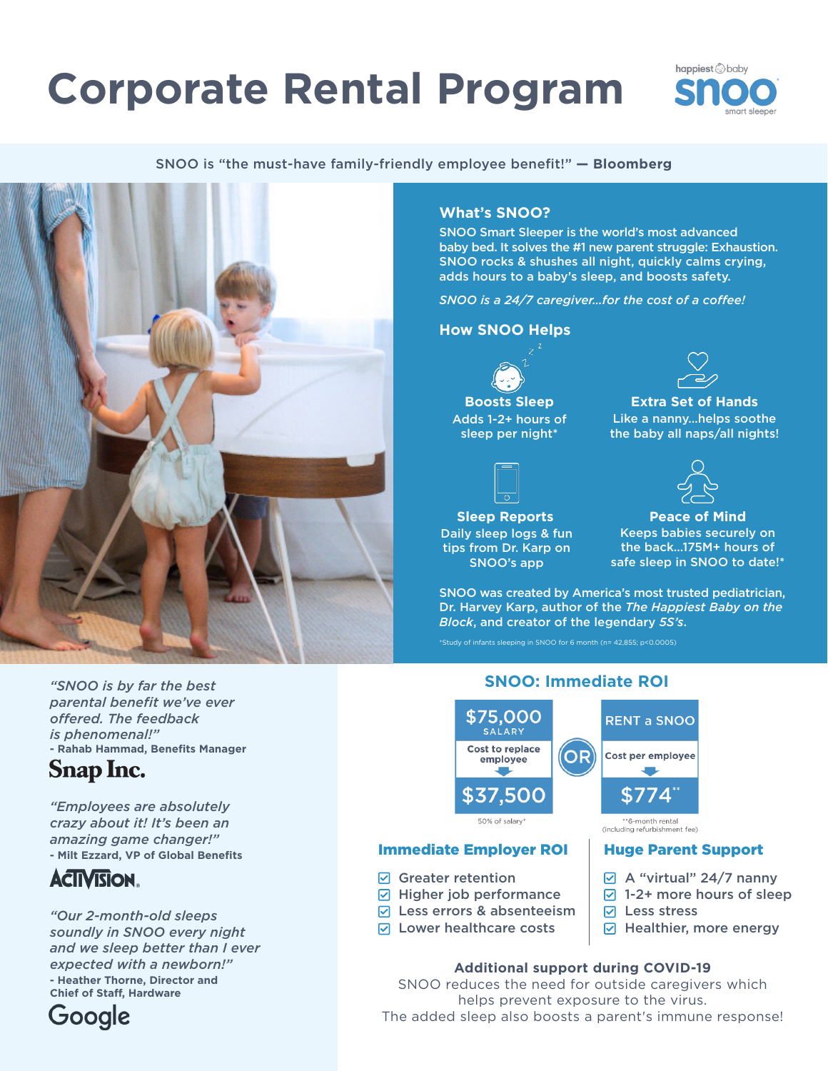# Corporate Rental Program

happiest baby **snoo** smart sleeper

SNOO is "the must-have family-friendly employee benefit!" — **Bloomberg**

## What's SNOO?

SNOO Smart Sleeper is the world's most advanced baby bed. It solves the #1 new parent struggle: Exhaustion. SNOO rocks & shushes all night, quickly calms crying, adds hours to a baby's sleep, and boosts safety.

*SNOO is a 24/7 caregiver...for the cost of a coffee!*

## How SNOO Helps

**Boosts Sleep**
Adds 1-2+ hours of sleep per night*

**Extra Set of Hands**
Like a nanny...helps soothe the baby all naps/all nights!

**Sleep Reports**
Daily sleep logs & fun tips from Dr. Karp on SNOO's app

**Peace of Mind**
Keeps babies securely on the back...175M+ hours of safe sleep in SNOO to date!*

SNOO was created by America's most trusted pediatrician, Dr. Harvey Karp, author of the *The Happiest Baby on the Block*, and creator of the legendary *5S's*.

*Study of infants sleeping in SNOO for 6 month (n= 42,855; p<0.0005)

*"SNOO is by far the best parental benefit we've ever offered. The feedback is phenomenal!"*
**- Rahab Hammad, Benefits Manager**
**Snap Inc.**

*"Employees are absolutely crazy about it! It's been an amazing game changer!"*
**- Milt Ezzard, VP of Global Benefits**
**ACTIVISION**

*"Our 2-month-old sleeps soundly in SNOO every night and we sleep better than I ever expected with a newborn!"*
**- Heather Thorne, Director and Chief of Staff, Hardware**
**Google**

## SNOO: Immediate ROI

| $75,000 SALARY | | RENT a SNOO |
|---|---|---|
| Cost to replace employee | OR | Cost per employee |
| $37,500 | | $774** |
| 50% of salary* | | **6-month rental (including refurbishment fee) |

### Immediate Employer ROI

- ☑ Greater retention
- ☑ Higher job performance
- ☑ Less errors & absenteeism
- ☑ Lower healthcare costs

### Huge Parent Support

- ☑ A "virtual" 24/7 nanny
- ☑ 1-2+ more hours of sleep
- ☑ Less stress
- ☑ Healthier, more energy

**Additional support during COVID-19**
SNOO reduces the need for outside caregivers which helps prevent exposure to the virus.
The added sleep also boosts a parent's immune response!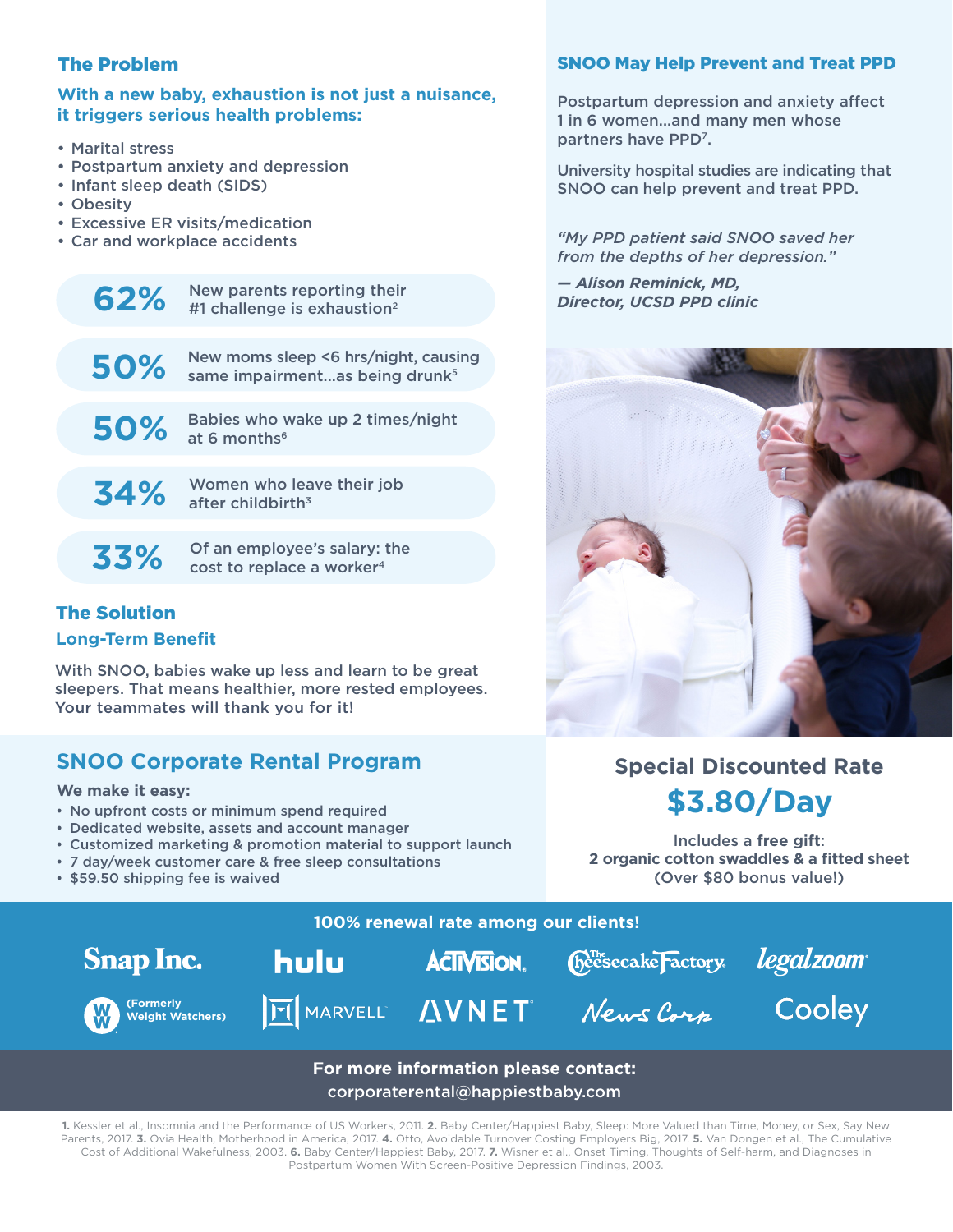## The Problem

### With a new baby, exhaustion is not just a nuisance, it triggers serious health problems:

- Marital stress
- Postpartum anxiety and depression
- Infant sleep death (SIDS)
- Obesity
- Excessive ER visits/medication
- Car and workplace accidents

**62%** New parents reporting their #1 challenge is exhaustion[2]

**50%** New moms sleep <6 hrs/night, causing same impairment...as being drunk[5]

**50%** Babies who wake up 2 times/night at 6 months[6]

**34%** Women who leave their job after childbirth[3]

**33%** Of an employee's salary: the cost to replace a worker[4]

## The Solution

### Long-Term Benefit

With SNOO, babies wake up less and learn to be great sleepers. That means healthier, more rested employees. Your teammates will thank you for it!

## SNOO May Help Prevent and Treat PPD

Postpartum depression and anxiety affect 1 in 6 women...and many men whose partners have PPD[7].

University hospital studies are indicating that SNOO can help prevent and treat PPD.

*"My PPD patient said SNOO saved her from the depths of her depression."*

***— Alison Reminick, MD, Director, UCSD PPD clinic***

## SNOO Corporate Rental Program

**We make it easy:**

- No upfront costs or minimum spend required
- Dedicated website, assets and account manager
- Customized marketing & promotion material to support launch
- 7 day/week customer care & free sleep consultations
- $59.50 shipping fee is waived

### Special Discounted Rate

## $3.80/Day

Includes a **free gift**:
**2 organic cotton swaddles & a fitted sheet**
(Over $80 bonus value!)

**100% renewal rate among our clients!**

Snap Inc. · hulu · Activision · The Cheesecake Factory · legalzoom · WW (Formerly Weight Watchers) · Marvell · Avnet · News Corp · Cooley

**For more information please contact:**
corporaterental@happiestbaby.com

**1.** Kessler et al., Insomnia and the Performance of US Workers, 2011. **2.** Baby Center/Happiest Baby, Sleep: More Valued than Time, Money, or Sex, Say New Parents, 2017. **3.** Ovia Health, Motherhood in America, 2017. **4.** Otto, Avoidable Turnover Costing Employers Big, 2017. **5.** Van Dongen et al., The Cumulative Cost of Additional Wakefulness, 2003. **6.** Baby Center/Happiest Baby, 2017. **7.** Wisner et al., Onset Timing, Thoughts of Self-harm, and Diagnoses in Postpartum Women With Screen-Positive Depression Findings, 2003.